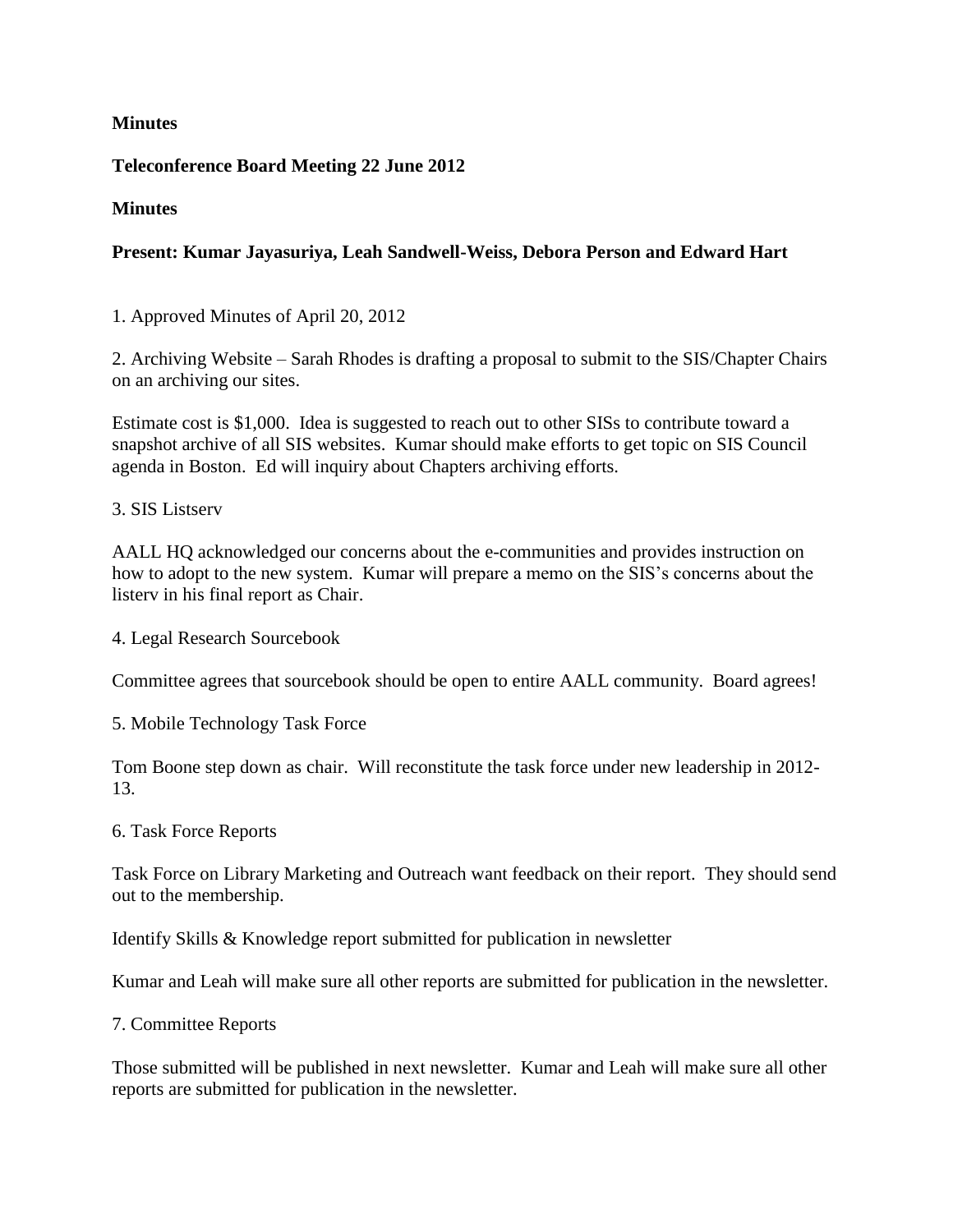**Minutes**

**Teleconference Board Meeting 22 June 2012**

**Minutes**

**Present: Kumar Jayasuriya, Leah Sandwell-Weiss, Debora Person and Edward Hart**

1. Approved Minutes of April 20, 2012

2. Archiving Website – Sarah Rhodes is drafting a proposal to submit to the SIS/Chapter Chairs on an archiving our sites.

Estimate cost is $1,000. Idea is suggested to reach out to other SISs to contribute toward a snapshot archive of all SIS websites. Kumar should make efforts to get topic on SIS Council agenda in Boston. Ed will inquiry about Chapters archiving efforts.

3. SIS Listserv

AALL HQ acknowledged our concerns about the e-communities and provides instruction on how to adopt to the new system. Kumar will prepare a memo on the SIS's concerns about the listerv in his final report as Chair.

4. Legal Research Sourcebook

Committee agrees that sourcebook should be open to entire AALL community. Board agrees!

5. Mobile Technology Task Force

Tom Boone step down as chair. Will reconstitute the task force under new leadership in 2012-13.

6. Task Force Reports

Task Force on Library Marketing and Outreach want feedback on their report. They should send out to the membership.

Identify Skills & Knowledge report submitted for publication in newsletter

Kumar and Leah will make sure all other reports are submitted for publication in the newsletter.

7. Committee Reports

Those submitted will be published in next newsletter. Kumar and Leah will make sure all other reports are submitted for publication in the newsletter.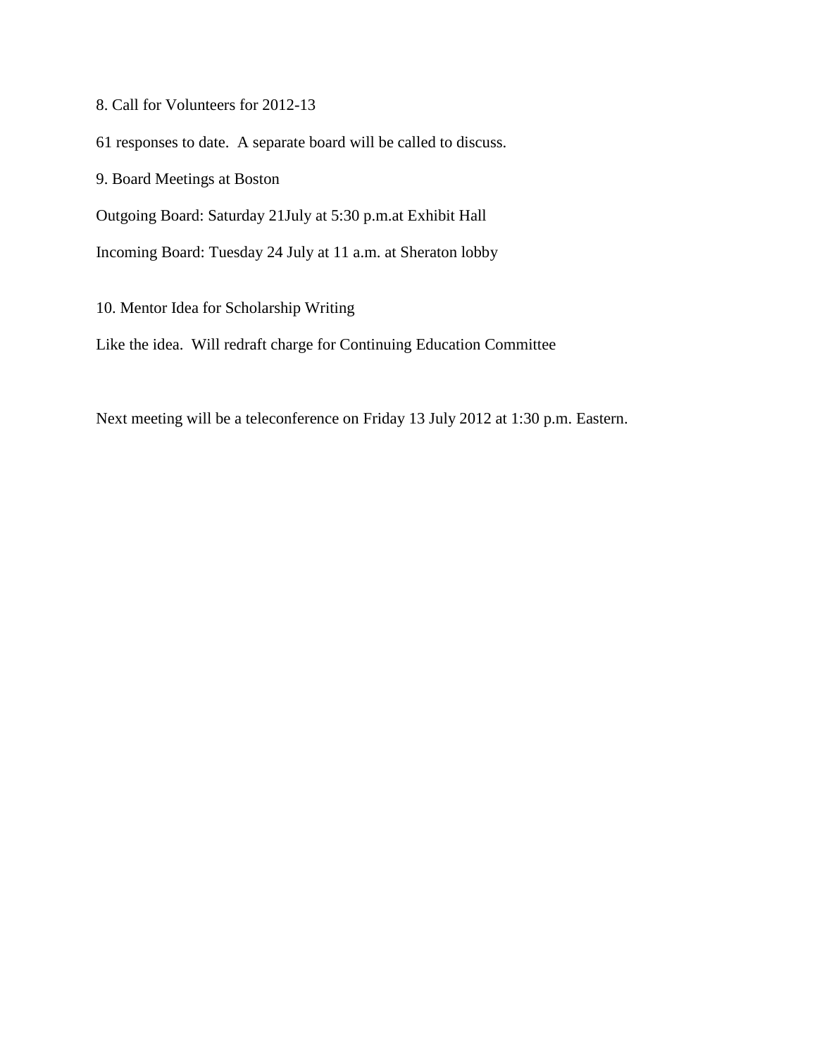8. Call for Volunteers for 2012-13

61 responses to date. A separate board will be called to discuss.

9. Board Meetings at Boston

Outgoing Board: Saturday 21July at 5:30 p.m.at Exhibit Hall

Incoming Board: Tuesday 24 July at 11 a.m. at Sheraton lobby

10. Mentor Idea for Scholarship Writing

Like the idea. Will redraft charge for Continuing Education Committee

Next meeting will be a teleconference on Friday 13 July 2012 at 1:30 p.m. Eastern.